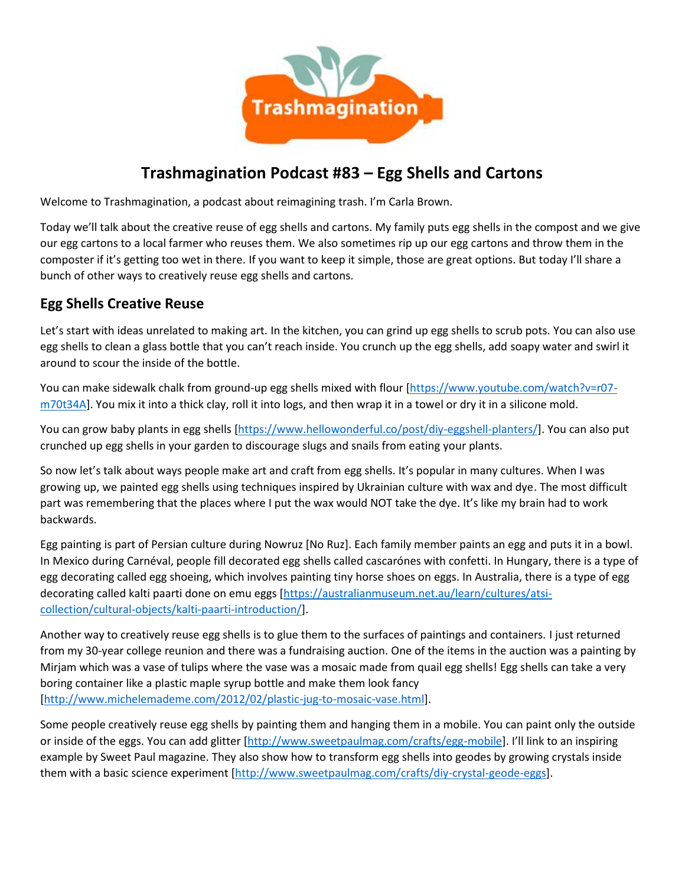# Trashmagination Podcast #83 – Egg Shells and Cartons

Welcome to Trashmagination, a podcast about reimagining trash. I'm Carla Brown.

Today we'll talk about the creative reuse of egg shells and cartons. My family puts egg shells in the compost and we give our egg cartons to a local farmer who reuses them. We also sometimes rip up our egg cartons and throw them in the composter if it's getting too wet in there. If you want to keep it simple, those are great options. But today I'll share a bunch of other ways to creatively reuse egg shells and cartons.

## Egg Shells Creative Reuse

Let's start with ideas unrelated to making art. In the kitchen, you can grind up egg shells to scrub pots. You can also use egg shells to clean a glass bottle that you can't reach inside. You crunch up the egg shells, add soapy water and swirl it around to scour the inside of the bottle.

You can make sidewalk chalk from ground-up egg shells mixed with flour [https://www.youtube.com/watch?v=r07-m70t34A]. You mix it into a thick clay, roll it into logs, and then wrap it in a towel or dry it in a silicone mold.

You can grow baby plants in egg shells [https://www.hellowonderful.co/post/diy-eggshell-planters/]. You can also put crunched up egg shells in your garden to discourage slugs and snails from eating your plants.

So now let's talk about ways people make art and craft from egg shells. It's popular in many cultures. When I was growing up, we painted egg shells using techniques inspired by Ukrainian culture with wax and dye. The most difficult part was remembering that the places where I put the wax would NOT take the dye. It's like my brain had to work backwards.

Egg painting is part of Persian culture during Nowruz [No Ruz]. Each family member paints an egg and puts it in a bowl. In Mexico during Carnéval, people fill decorated egg shells called cascarónes with confetti. In Hungary, there is a type of egg decorating called egg shoeing, which involves painting tiny horse shoes on eggs. In Australia, there is a type of egg decorating called kalti paarti done on emu eggs [https://australianmuseum.net.au/learn/cultures/atsi-collection/cultural-objects/kalti-paarti-introduction/].

Another way to creatively reuse egg shells is to glue them to the surfaces of paintings and containers. I just returned from my 30-year college reunion and there was a fundraising auction. One of the items in the auction was a painting by Mirjam which was a vase of tulips where the vase was a mosaic made from quail egg shells! Egg shells can take a very boring container like a plastic maple syrup bottle and make them look fancy [http://www.michelemademe.com/2012/02/plastic-jug-to-mosaic-vase.html].

Some people creatively reuse egg shells by painting them and hanging them in a mobile. You can paint only the outside or inside of the eggs. You can add glitter [http://www.sweetpaulmag.com/crafts/egg-mobile]. I'll link to an inspiring example by Sweet Paul magazine. They also show how to transform egg shells into geodes by growing crystals inside them with a basic science experiment [http://www.sweetpaulmag.com/crafts/diy-crystal-geode-eggs].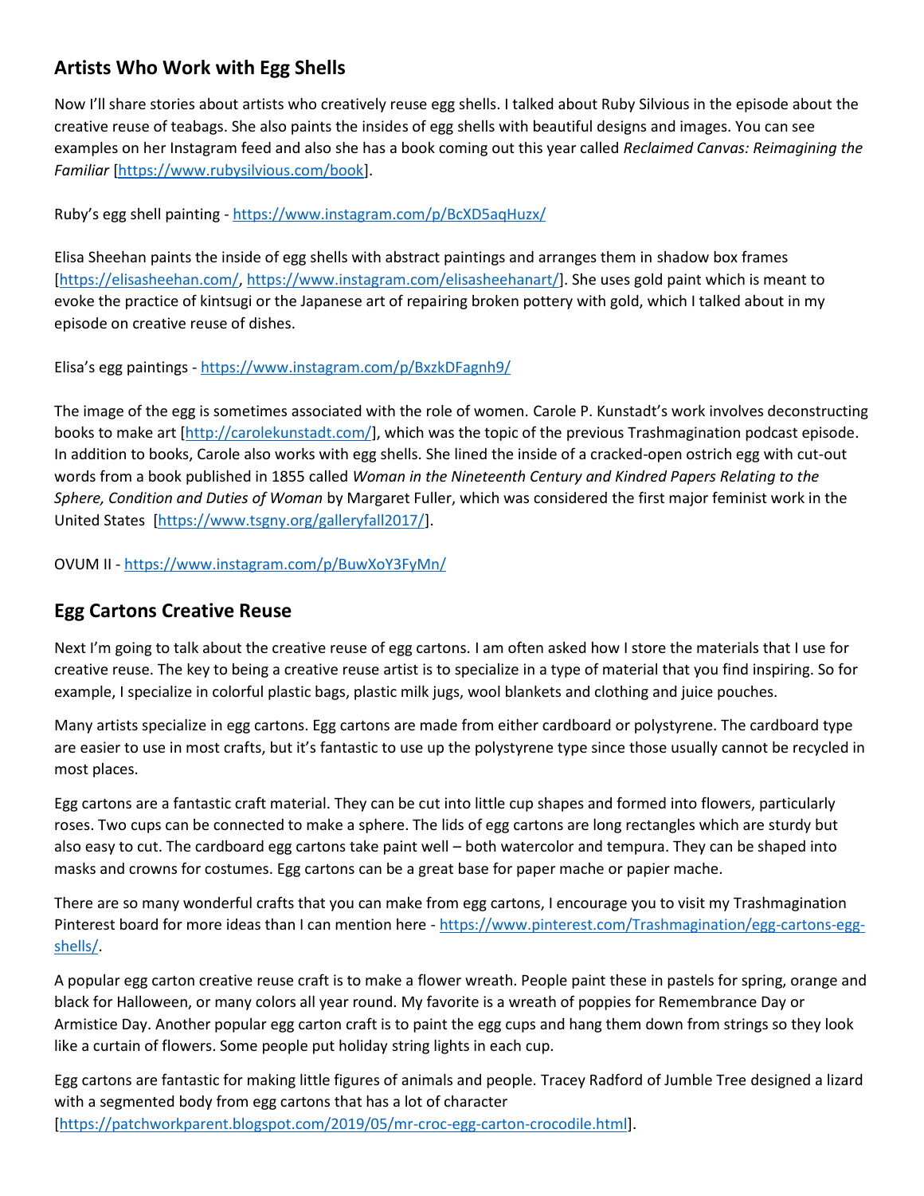## Artists Who Work with Egg Shells

Now I'll share stories about artists who creatively reuse egg shells. I talked about Ruby Silvious in the episode about the creative reuse of teabags. She also paints the insides of egg shells with beautiful designs and images. You can see examples on her Instagram feed and also she has a book coming out this year called *Reclaimed Canvas: Reimagining the Familiar* [https://www.rubysilvious.com/book].

Ruby's egg shell painting - https://www.instagram.com/p/BcXD5aqHuzx/

Elisa Sheehan paints the inside of egg shells with abstract paintings and arranges them in shadow box frames [https://elisasheehan.com/, https://www.instagram.com/elisasheehanart/]. She uses gold paint which is meant to evoke the practice of kintsugi or the Japanese art of repairing broken pottery with gold, which I talked about in my episode on creative reuse of dishes.

Elisa's egg paintings - https://www.instagram.com/p/BxzkDFagnh9/

The image of the egg is sometimes associated with the role of women. Carole P. Kunstadt's work involves deconstructing books to make art [http://carolekunstadt.com/], which was the topic of the previous Trashmagination podcast episode. In addition to books, Carole also works with egg shells. She lined the inside of a cracked-open ostrich egg with cut-out words from a book published in 1855 called *Woman in the Nineteenth Century and Kindred Papers Relating to the Sphere, Condition and Duties of Woman* by Margaret Fuller, which was considered the first major feminist work in the United States [https://www.tsgny.org/galleryfall2017/].

OVUM II - https://www.instagram.com/p/BuwXoY3FyMn/

## Egg Cartons Creative Reuse

Next I'm going to talk about the creative reuse of egg cartons. I am often asked how I store the materials that I use for creative reuse. The key to being a creative reuse artist is to specialize in a type of material that you find inspiring. So for example, I specialize in colorful plastic bags, plastic milk jugs, wool blankets and clothing and juice pouches.

Many artists specialize in egg cartons. Egg cartons are made from either cardboard or polystyrene. The cardboard type are easier to use in most crafts, but it's fantastic to use up the polystyrene type since those usually cannot be recycled in most places.

Egg cartons are a fantastic craft material. They can be cut into little cup shapes and formed into flowers, particularly roses. Two cups can be connected to make a sphere. The lids of egg cartons are long rectangles which are sturdy but also easy to cut. The cardboard egg cartons take paint well – both watercolor and tempura. They can be shaped into masks and crowns for costumes. Egg cartons can be a great base for paper mache or papier mache.

There are so many wonderful crafts that you can make from egg cartons, I encourage you to visit my Trashmagination Pinterest board for more ideas than I can mention here - https://www.pinterest.com/Trashmagination/egg-cartons-egg-shells/.

A popular egg carton creative reuse craft is to make a flower wreath. People paint these in pastels for spring, orange and black for Halloween, or many colors all year round. My favorite is a wreath of poppies for Remembrance Day or Armistice Day. Another popular egg carton craft is to paint the egg cups and hang them down from strings so they look like a curtain of flowers. Some people put holiday string lights in each cup.

Egg cartons are fantastic for making little figures of animals and people. Tracey Radford of Jumble Tree designed a lizard with a segmented body from egg cartons that has a lot of character [https://patchworkparent.blogspot.com/2019/05/mr-croc-egg-carton-crocodile.html].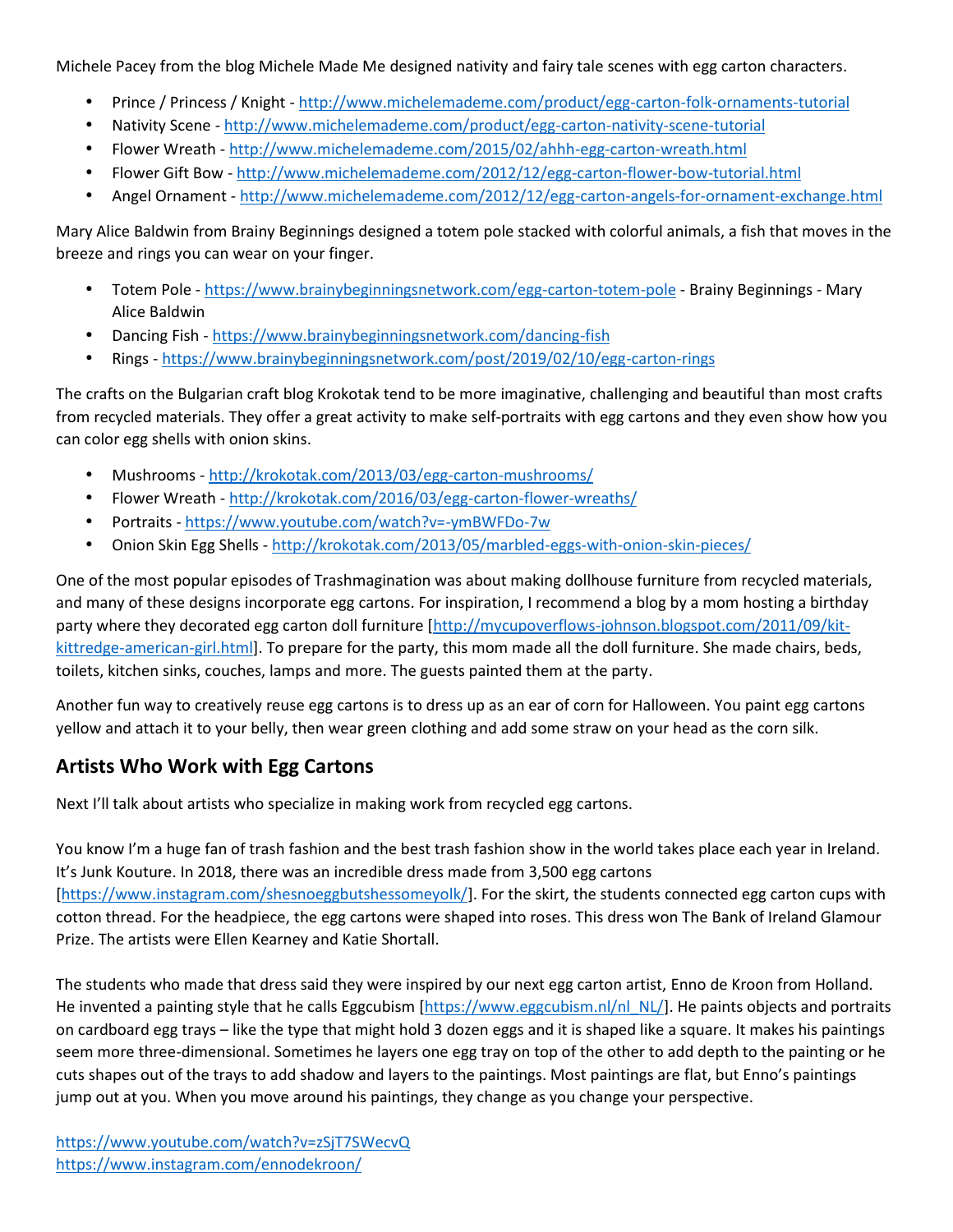Michele Pacey from the blog Michele Made Me designed nativity and fairy tale scenes with egg carton characters.

- Prince / Princess / Knight - http://www.michelemademe.com/product/egg-carton-folk-ornaments-tutorial
- Nativity Scene - http://www.michelemademe.com/product/egg-carton-nativity-scene-tutorial
- Flower Wreath - http://www.michelemademe.com/2015/02/ahhh-egg-carton-wreath.html
- Flower Gift Bow - http://www.michelemademe.com/2012/12/egg-carton-flower-bow-tutorial.html
- Angel Ornament - http://www.michelemademe.com/2012/12/egg-carton-angels-for-ornament-exchange.html

Mary Alice Baldwin from Brainy Beginnings designed a totem pole stacked with colorful animals, a fish that moves in the breeze and rings you can wear on your finger.

- Totem Pole - https://www.brainybeginningsnetwork.com/egg-carton-totem-pole - Brainy Beginnings - Mary Alice Baldwin
- Dancing Fish - https://www.brainybeginningsnetwork.com/dancing-fish
- Rings - https://www.brainybeginningsnetwork.com/post/2019/02/10/egg-carton-rings

The crafts on the Bulgarian craft blog Krokotak tend to be more imaginative, challenging and beautiful than most crafts from recycled materials. They offer a great activity to make self-portraits with egg cartons and they even show how you can color egg shells with onion skins.

- Mushrooms - http://krokotak.com/2013/03/egg-carton-mushrooms/
- Flower Wreath - http://krokotak.com/2016/03/egg-carton-flower-wreaths/
- Portraits - https://www.youtube.com/watch?v=-ymBWFDo-7w
- Onion Skin Egg Shells - http://krokotak.com/2013/05/marbled-eggs-with-onion-skin-pieces/

One of the most popular episodes of Trashmagination was about making dollhouse furniture from recycled materials, and many of these designs incorporate egg cartons. For inspiration, I recommend a blog by a mom hosting a birthday party where they decorated egg carton doll furniture [http://mycupoverflows-johnson.blogspot.com/2011/09/kit-kittredge-american-girl.html]. To prepare for the party, this mom made all the doll furniture. She made chairs, beds, toilets, kitchen sinks, couches, lamps and more. The guests painted them at the party.

Another fun way to creatively reuse egg cartons is to dress up as an ear of corn for Halloween. You paint egg cartons yellow and attach it to your belly, then wear green clothing and add some straw on your head as the corn silk.

## Artists Who Work with Egg Cartons

Next I'll talk about artists who specialize in making work from recycled egg cartons.

You know I'm a huge fan of trash fashion and the best trash fashion show in the world takes place each year in Ireland. It's Junk Kouture. In 2018, there was an incredible dress made from 3,500 egg cartons [https://www.instagram.com/shesnoeggbutshessomeyolk/]. For the skirt, the students connected egg carton cups with cotton thread. For the headpiece, the egg cartons were shaped into roses. This dress won The Bank of Ireland Glamour Prize. The artists were Ellen Kearney and Katie Shortall.

The students who made that dress said they were inspired by our next egg carton artist, Enno de Kroon from Holland. He invented a painting style that he calls Eggcubism [https://www.eggcubism.nl/nl_NL/]. He paints objects and portraits on cardboard egg trays – like the type that might hold 3 dozen eggs and it is shaped like a square. It makes his paintings seem more three-dimensional. Sometimes he layers one egg tray on top of the other to add depth to the painting or he cuts shapes out of the trays to add shadow and layers to the paintings. Most paintings are flat, but Enno's paintings jump out at you. When you move around his paintings, they change as you change your perspective.

https://www.youtube.com/watch?v=zSjT7SWecvQ
https://www.instagram.com/ennodekroon/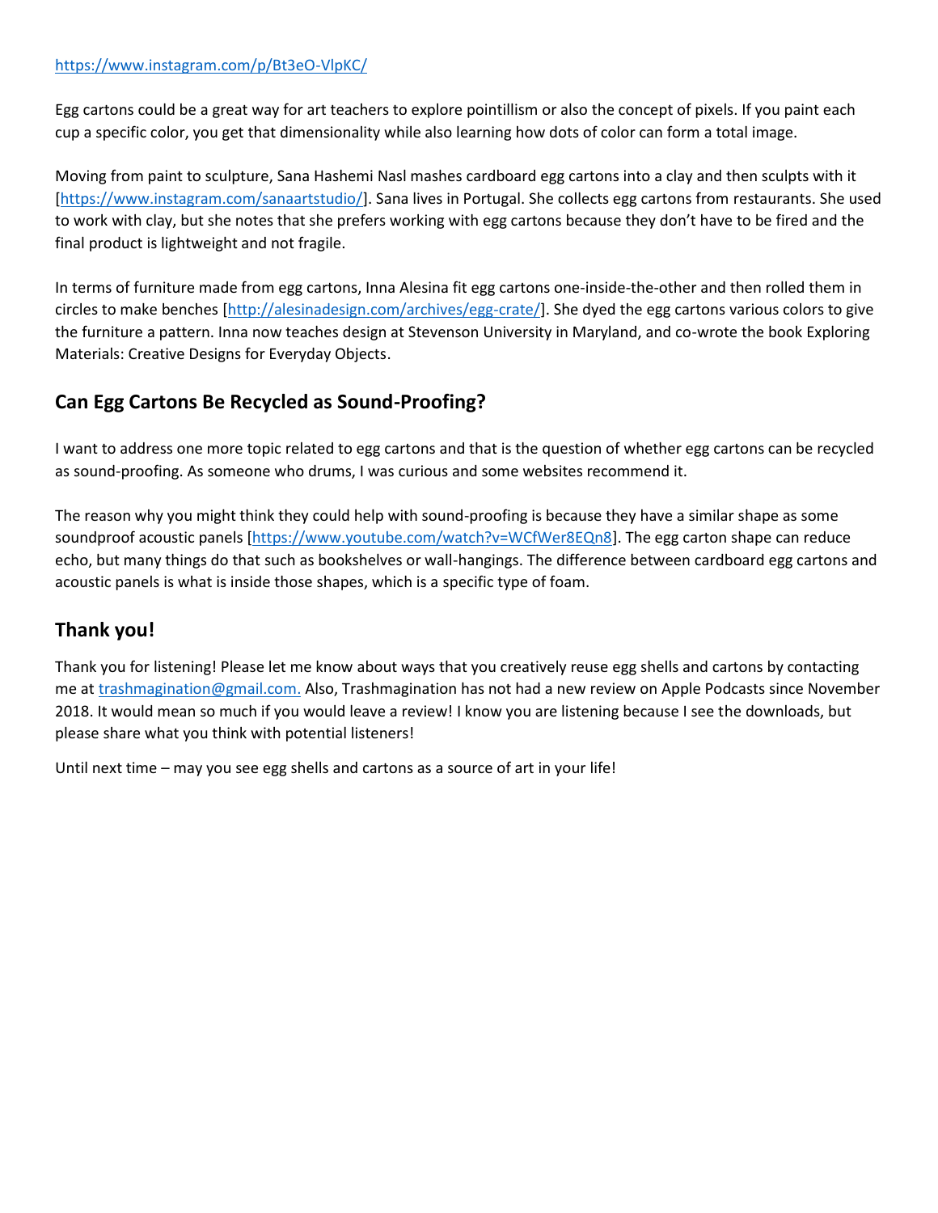https://www.instagram.com/p/Bt3eO-VlpKC/

Egg cartons could be a great way for art teachers to explore pointillism or also the concept of pixels. If you paint each cup a specific color, you get that dimensionality while also learning how dots of color can form a total image.

Moving from paint to sculpture, Sana Hashemi Nasl mashes cardboard egg cartons into a clay and then sculpts with it [https://www.instagram.com/sanaartstudio/]. Sana lives in Portugal. She collects egg cartons from restaurants. She used to work with clay, but she notes that she prefers working with egg cartons because they don't have to be fired and the final product is lightweight and not fragile.

In terms of furniture made from egg cartons, Inna Alesina fit egg cartons one-inside-the-other and then rolled them in circles to make benches [http://alesinadesign.com/archives/egg-crate/]. She dyed the egg cartons various colors to give the furniture a pattern. Inna now teaches design at Stevenson University in Maryland, and co-wrote the book Exploring Materials: Creative Designs for Everyday Objects.

## Can Egg Cartons Be Recycled as Sound-Proofing?

I want to address one more topic related to egg cartons and that is the question of whether egg cartons can be recycled as sound-proofing. As someone who drums, I was curious and some websites recommend it.

The reason why you might think they could help with sound-proofing is because they have a similar shape as some soundproof acoustic panels [https://www.youtube.com/watch?v=WCfWer8EQn8]. The egg carton shape can reduce echo, but many things do that such as bookshelves or wall-hangings. The difference between cardboard egg cartons and acoustic panels is what is inside those shapes, which is a specific type of foam.

## Thank you!

Thank you for listening! Please let me know about ways that you creatively reuse egg shells and cartons by contacting me at trashmagination@gmail.com. Also, Trashmagination has not had a new review on Apple Podcasts since November 2018. It would mean so much if you would leave a review! I know you are listening because I see the downloads, but please share what you think with potential listeners!

Until next time – may you see egg shells and cartons as a source of art in your life!